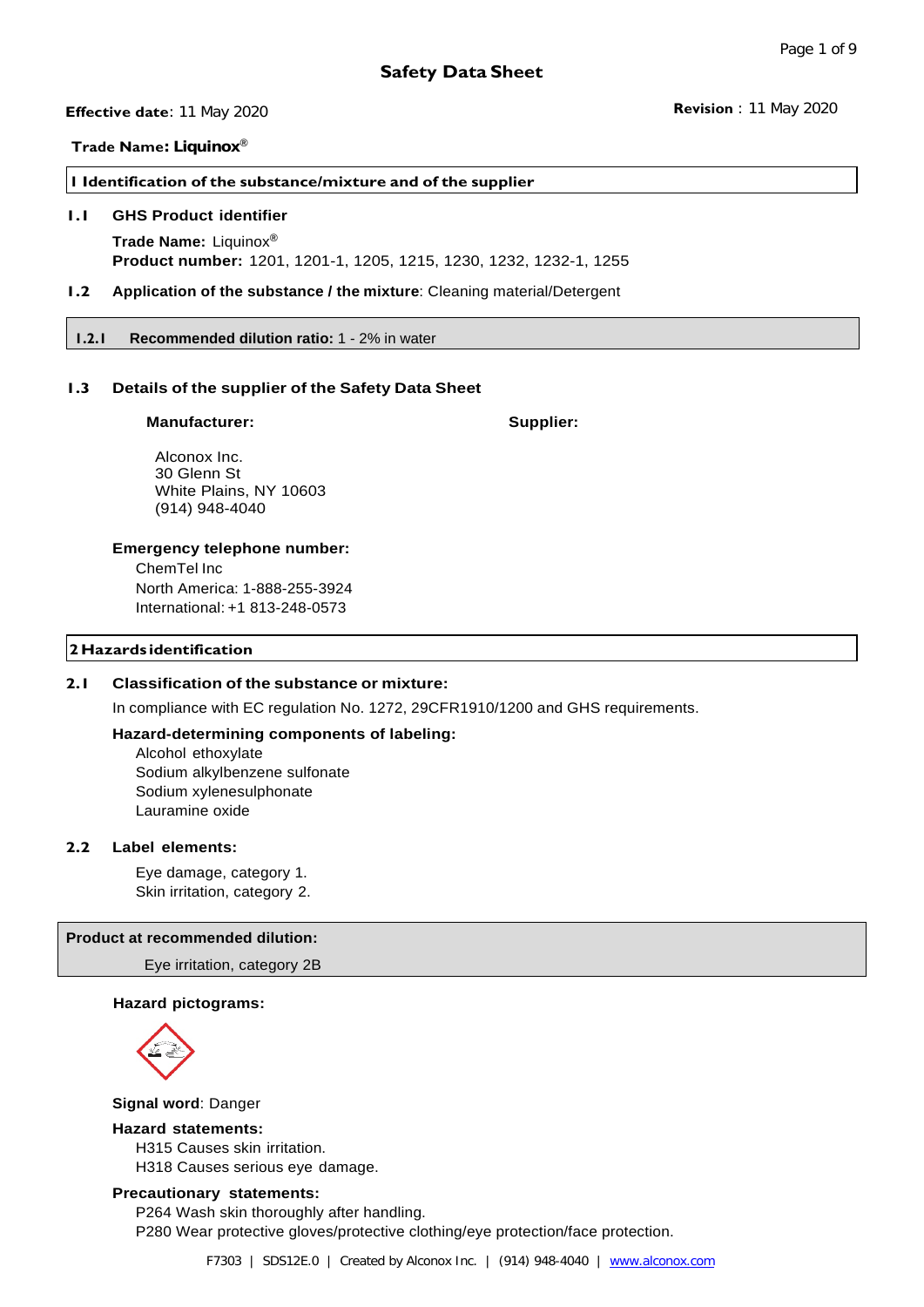# Safety Data Sheet

**Effective date**: 11 May 2020 **Revision** : 11 May 2020

**Trade Name: Liquinox®**

## 1 Identification of the substance/mixture and of the supplier

### 1.1 GHS Product identifier

**Trade Name:** Liquinox®

**Product number:** 1201, 1201-1, 1205, 1215, 1230, 1232, 1232-1, 1255

### 1.2 Application of the substance / the mixture: Cleaning material/Detergent

#### 1.2.1 Recommended dilution ratio: 1 - 2% in water

### 1.3 Details of the supplier of the Safety Data Sheet

**Manufacturer:**

Alconox Inc.
30 Glenn St
White Plains, NY 10603
(914) 948-4040

**Supplier:**

**Emergency telephone number:**

ChemTel Inc
North America: 1-888-255-3924
International: +1 813-248-0573

## 2 Hazards identification

### 2.1 Classification of the substance or mixture:

In compliance with EC regulation No. 1272, 29CFR1910/1200 and GHS requirements.

**Hazard-determining components of labeling:**

Alcohol ethoxylate
Sodium alkylbenzene sulfonate
Sodium xylenesulphonate
Lauramine oxide

### 2.2 Label elements:

Eye damage, category 1.
Skin irritation, category 2.

**Product at recommended dilution:**

Eye irritation, category 2B

**Hazard pictograms:**

**Signal word**: Danger

**Hazard statements:**

H315 Causes skin irritation.
H318 Causes serious eye damage.

**Precautionary statements:**

P264 Wash skin thoroughly after handling.
P280 Wear protective gloves/protective clothing/eye protection/face protection.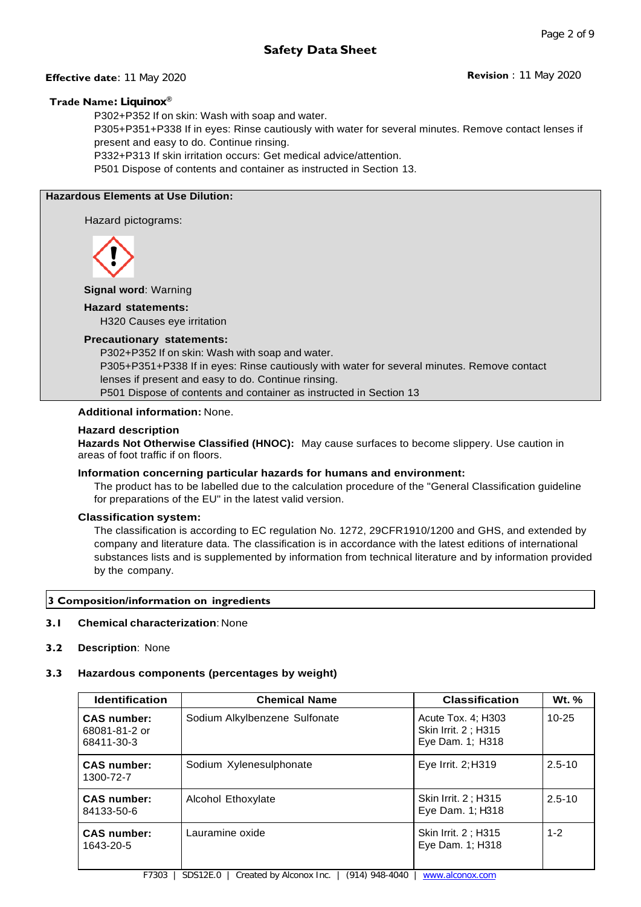**Effective date**: 11 May 2020

**Revision** : 11 May 2020

**Trade Name: Liquinox®**

P302+P352 If on skin: Wash with soap and water.
P305+P351+P338 If in eyes: Rinse cautiously with water for several minutes. Remove contact lenses if present and easy to do. Continue rinsing.
P332+P313 If skin irritation occurs: Get medical advice/attention.
P501 Dispose of contents and container as instructed in Section 13.

**Hazardous Elements at Use Dilution:**

Hazard pictograms:

**Signal word**: Warning

**Hazard statements:**

H320 Causes eye irritation

**Precautionary statements:**

P302+P352 If on skin: Wash with soap and water.
P305+P351+P338 If in eyes: Rinse cautiously with water for several minutes. Remove contact lenses if present and easy to do. Continue rinsing.
P501 Dispose of contents and container as instructed in Section 13

**Additional information:** None.

**Hazard description**

**Hazards Not Otherwise Classified (HNOC):** May cause surfaces to become slippery. Use caution in areas of foot traffic if on floors.

**Information concerning particular hazards for humans and environment:**

The product has to be labelled due to the calculation procedure of the "General Classification guideline for preparations of the EU" in the latest valid version.

**Classification system:**

The classification is according to EC regulation No. 1272, 29CFR1910/1200 and GHS, and extended by company and literature data. The classification is in accordance with the latest editions of international substances lists and is supplemented by information from technical literature and by information provided by the company.

## 3 Composition/information on ingredients

**3.1 Chemical characterization**: None

**3.2 Description**: None

**3.3 Hazardous components (percentages by weight)**

| Identification | Chemical Name | Classification | Wt. % |
|---|---|---|---|
| **CAS number:** 68081-81-2 or 68411-30-3 | Sodium Alkylbenzene Sulfonate | Acute Tox. 4; H303<br>Skin Irrit. 2 ; H315<br>Eye Dam. 1; H318 | 10-25 |
| **CAS number:** 1300-72-7 | Sodium Xylenesulphonate | Eye Irrit. 2; H319 | 2.5-10 |
| **CAS number:** 84133-50-6 | Alcohol Ethoxylate | Skin Irrit. 2 ; H315<br>Eye Dam. 1; H318 | 2.5-10 |
| **CAS number:** 1643-20-5 | Lauramine oxide | Skin Irrit. 2 ; H315<br>Eye Dam. 1; H318 | 1-2 |

F7303 | SDS12E.0 | Created by Alconox Inc. | (914) 948-4040 | www.alconox.com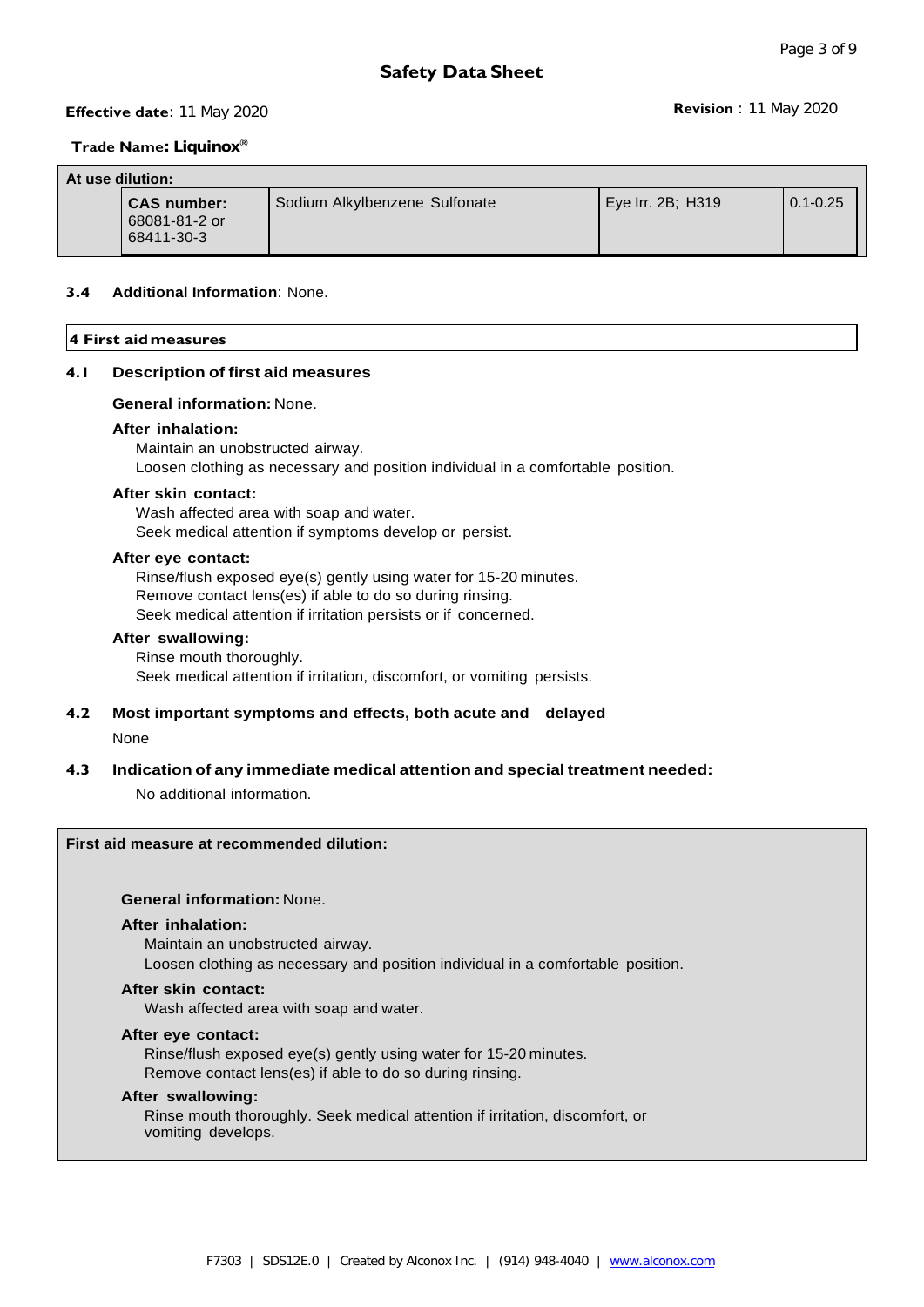**Trade Name: Liquinox®**

**At use dilution:**

| | | | |
|---|---|---|---|
| **CAS number:** 68081-81-2 or 68411-30-3 | Sodium Alkylbenzene Sulfonate | Eye Irr. 2B; H319 | 0.1-0.25 |

**3.4 Additional Information**: None.

## 4 First aid measures

### 4.1 Description of first aid measures

**General information:** None.

**After inhalation:**

Maintain an unobstructed airway.
Loosen clothing as necessary and position individual in a comfortable position.

**After skin contact:**

Wash affected area with soap and water.
Seek medical attention if symptoms develop or persist.

**After eye contact:**

Rinse/flush exposed eye(s) gently using water for 15-20 minutes.
Remove contact lens(es) if able to do so during rinsing.
Seek medical attention if irritation persists or if concerned.

**After swallowing:**

Rinse mouth thoroughly.
Seek medical attention if irritation, discomfort, or vomiting persists.

### 4.2 Most important symptoms and effects, both acute and delayed

None

### 4.3 Indication of any immediate medical attention and special treatment needed:

No additional information.

**First aid measure at recommended dilution:**

**General information:** None.

**After inhalation:**

Maintain an unobstructed airway.
Loosen clothing as necessary and position individual in a comfortable position.

**After skin contact:**

Wash affected area with soap and water.

**After eye contact:**

Rinse/flush exposed eye(s) gently using water for 15-20 minutes.
Remove contact lens(es) if able to do so during rinsing.

**After swallowing:**

Rinse mouth thoroughly. Seek medical attention if irritation, discomfort, or vomiting develops.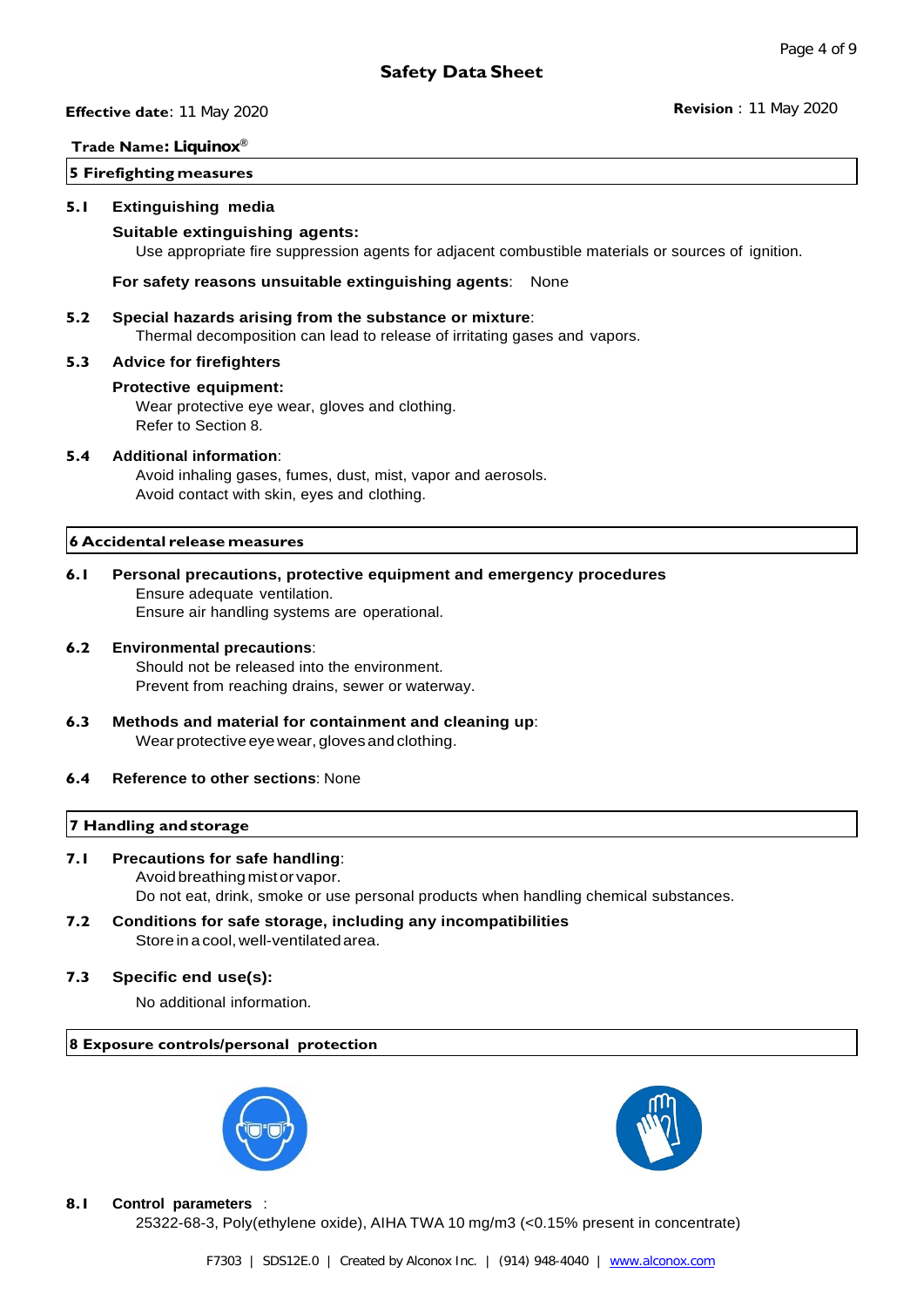**Safety Data Sheet**

**Effective date**: 11 May 2020

**Revision** : 11 May 2020

**Trade Name: Liquinox®**

## 5 Firefighting measures

**5.1 Extinguishing media**

**Suitable extinguishing agents:**

Use appropriate fire suppression agents for adjacent combustible materials or sources of ignition.

**For safety reasons unsuitable extinguishing agents**: None

**5.2 Special hazards arising from the substance or mixture**:

Thermal decomposition can lead to release of irritating gases and vapors.

**5.3 Advice for firefighters**

**Protective equipment:**

Wear protective eye wear, gloves and clothing.
Refer to Section 8.

**5.4 Additional information**:

Avoid inhaling gases, fumes, dust, mist, vapor and aerosols.
Avoid contact with skin, eyes and clothing.

## 6 Accidental release measures

**6.1 Personal precautions, protective equipment and emergency procedures**

Ensure adequate ventilation.
Ensure air handling systems are operational.

**6.2 Environmental precautions**:

Should not be released into the environment.
Prevent from reaching drains, sewer or waterway.

**6.3 Methods and material for containment and cleaning up**:

Wear protective eye wear, gloves and clothing.

**6.4 Reference to other sections**: None

## 7 Handling and storage

**7.1 Precautions for safe handling**:

Avoid breathing mist or vapor.
Do not eat, drink, smoke or use personal products when handling chemical substances.

**7.2 Conditions for safe storage, including any incompatibilities**

Store in a cool, well-ventilated area.

**7.3 Specific end use(s):**

No additional information.

## 8 Exposure controls/personal protection

**8.1 Control parameters** :

25322-68-3, Poly(ethylene oxide), AIHA TWA 10 mg/m3 (<0.15% present in concentrate)

F7303 | SDS12E.0 | Created by Alconox Inc. | (914) 948-4040 | www.alconox.com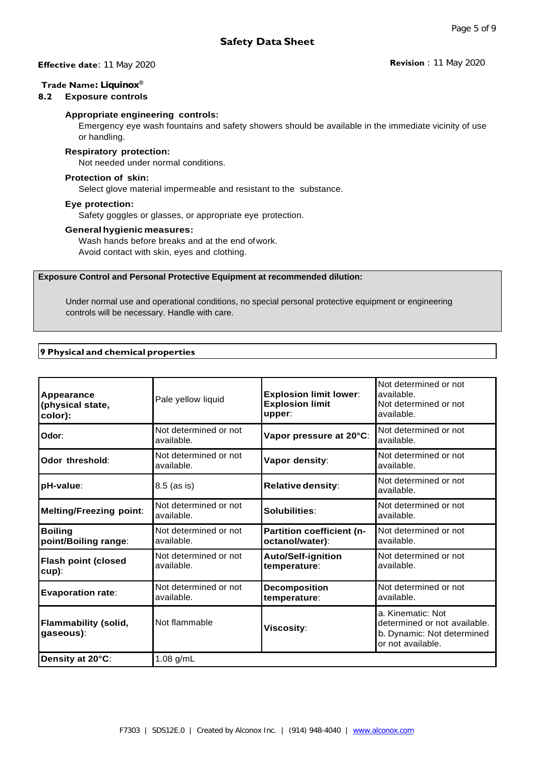**Effective date**: 11 May 2020 **Revision** : 11 May 2020

**Trade Name: Liquinox®**

### 8.2 Exposure controls

**Appropriate engineering controls:**

Emergency eye wash fountains and safety showers should be available in the immediate vicinity of use or handling.

**Respiratory protection:**

Not needed under normal conditions.

**Protection of skin:**

Select glove material impermeable and resistant to the substance.

**Eye protection:**

Safety goggles or glasses, or appropriate eye protection.

**General hygienic measures:**

Wash hands before breaks and at the end of work.
Avoid contact with skin, eyes and clothing.

**Exposure Control and Personal Protective Equipment at recommended dilution:**

Under normal use and operational conditions, no special personal protective equipment or engineering controls will be necessary. Handle with care.

## 9 Physical and chemical properties

| | | | |
|---|---|---|---|
| **Appearance (physical state, color):** | Pale yellow liquid | **Explosion limit lower:** **Explosion limit upper:** | Not determined or not available. Not determined or not available. |
| **Odor:** | Not determined or not available. | **Vapor pressure at 20°C:** | Not determined or not available. |
| **Odor threshold:** | Not determined or not available. | **Vapor density:** | Not determined or not available. |
| **pH-value:** | 8.5 (as is) | **Relative density:** | Not determined or not available. |
| **Melting/Freezing point:** | Not determined or not available. | **Solubilities:** | Not determined or not available. |
| **Boiling point/Boiling range:** | Not determined or not available. | **Partition coefficient (n-octanol/water):** | Not determined or not available. |
| **Flash point (closed cup):** | Not determined or not available. | **Auto/Self-ignition temperature:** | Not determined or not available. |
| **Evaporation rate:** | Not determined or not available. | **Decomposition temperature:** | Not determined or not available. |
| **Flammability (solid, gaseous):** | Not flammable | **Viscosity:** | a. Kinematic: Not determined or not available. b. Dynamic: Not determined or not available. |
| **Density at 20°C:** | 1.08 g/mL | | |

F7303 | SDS12E.0 | Created by Alconox Inc. | (914) 948-4040 | www.alconox.com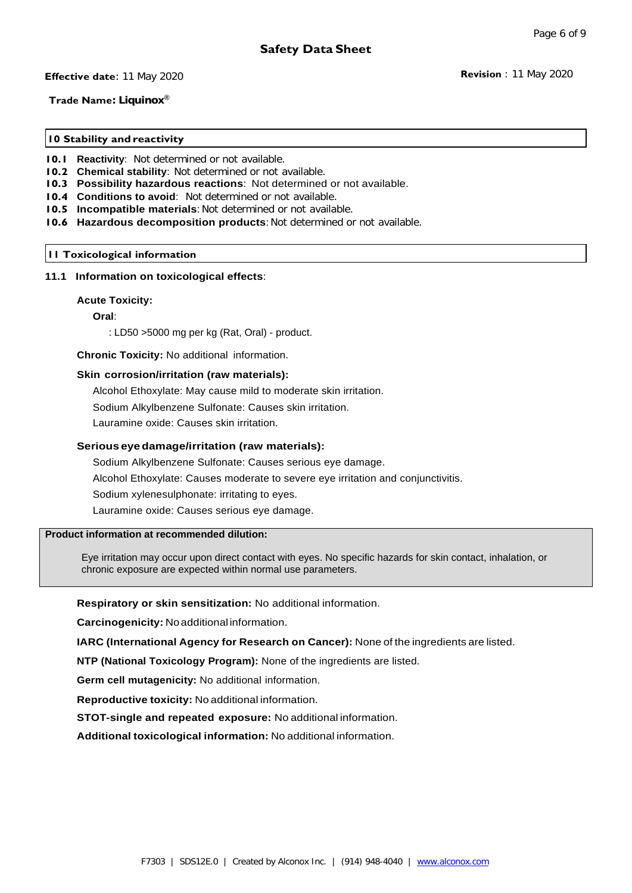**Effective date**: 11 May 2020 **Revision** : 11 May 2020

**Trade Name: Liquinox®**

## 10 Stability and reactivity

**10.1 Reactivity**: Not determined or not available.
**10.2 Chemical stability**: Not determined or not available.
**10.3 Possibility hazardous reactions**: Not determined or not available.
**10.4 Conditions to avoid**: Not determined or not available.
**10.5 Incompatible materials**: Not determined or not available.
**10.6 Hazardous decomposition products**: Not determined or not available.

## 11 Toxicological information

**11.1 Information on toxicological effects**:

**Acute Toxicity:**

**Oral**:

: LD50 >5000 mg per kg (Rat, Oral) - product.

**Chronic Toxicity:** No additional information.

**Skin corrosion/irritation (raw materials):**

Alcohol Ethoxylate: May cause mild to moderate skin irritation.

Sodium Alkylbenzene Sulfonate: Causes skin irritation.

Lauramine oxide: Causes skin irritation.

**Serious eye damage/irritation (raw materials):**

Sodium Alkylbenzene Sulfonate: Causes serious eye damage.

Alcohol Ethoxylate: Causes moderate to severe eye irritation and conjunctivitis.

Sodium xylenesulphonate: irritating to eyes.

Lauramine oxide: Causes serious eye damage.

**Product information at recommended dilution:**

Eye irritation may occur upon direct contact with eyes. No specific hazards for skin contact, inhalation, or chronic exposure are expected within normal use parameters.

**Respiratory or skin sensitization:** No additional information.

**Carcinogenicity:** No additional information.

**IARC (International Agency for Research on Cancer):** None of the ingredients are listed.

**NTP (National Toxicology Program):** None of the ingredients are listed.

**Germ cell mutagenicity:** No additional information.

**Reproductive toxicity:** No additional information.

**STOT-single and repeated exposure:** No additional information.

**Additional toxicological information:** No additional information.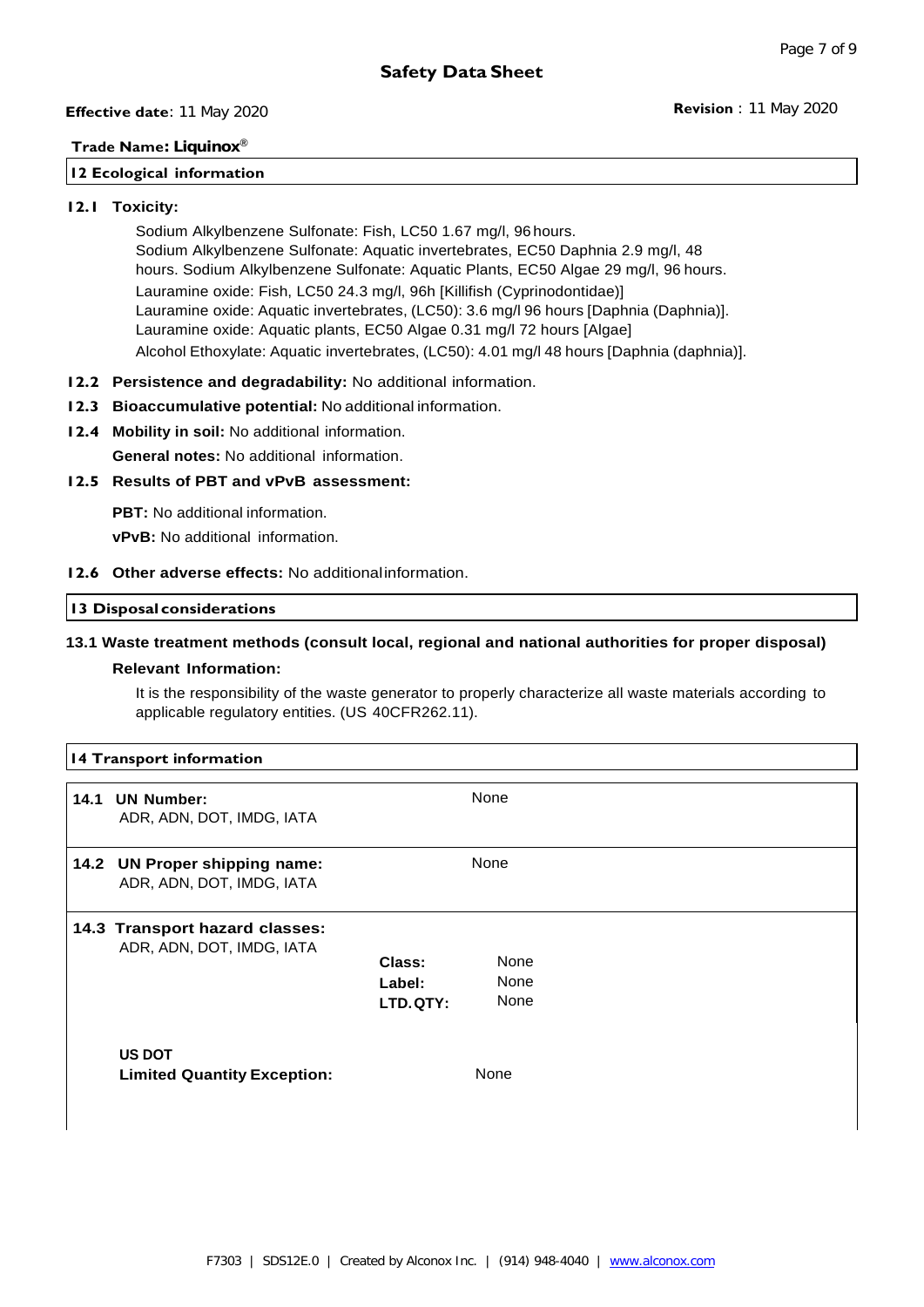**Safety Data Sheet**

**Effective date**: 11 May 2020

**Revision** : 11 May 2020

**Trade Name: Liquinox®**

## 12 Ecological information

**12.1 Toxicity:**

Sodium Alkylbenzene Sulfonate: Fish, LC50 1.67 mg/l, 96 hours.
Sodium Alkylbenzene Sulfonate: Aquatic invertebrates, EC50 Daphnia 2.9 mg/l, 48 hours. Sodium Alkylbenzene Sulfonate: Aquatic Plants, EC50 Algae 29 mg/l, 96 hours.
Lauramine oxide: Fish, LC50 24.3 mg/l, 96h [Killifish (Cyprinodontidae)]
Lauramine oxide: Aquatic invertebrates, (LC50): 3.6 mg/l 96 hours [Daphnia (Daphnia)].
Lauramine oxide: Aquatic plants, EC50 Algae 0.31 mg/l 72 hours [Algae]
Alcohol Ethoxylate: Aquatic invertebrates, (LC50): 4.01 mg/l 48 hours [Daphnia (daphnia)].

**12.2 Persistence and degradability:** No additional information.

**12.3 Bioaccumulative potential:** No additional information.

**12.4 Mobility in soil:** No additional information.

**General notes:** No additional information.

**12.5 Results of PBT and vPvB assessment:**

**PBT:** No additional information.

**vPvB:** No additional information.

**12.6 Other adverse effects:** No additional information.

## 13 Disposal considerations

**13.1 Waste treatment methods (consult local, regional and national authorities for proper disposal)**

**Relevant Information:**

It is the responsibility of the waste generator to properly characterize all waste materials according to applicable regulatory entities. (US 40CFR262.11).

## 14 Transport information

| | | |
|---|---|---|
| **14.1 UN Number:** ADR, ADN, DOT, IMDG, IATA | | None |
| **14.2 UN Proper shipping name:** ADR, ADN, DOT, IMDG, IATA | | None |
| **14.3 Transport hazard classes:** ADR, ADN, DOT, IMDG, IATA | **Class:** | None |
| | **Label:** | None |
| | **LTD. QTY:** | None |
| **US DOT Limited Quantity Exception:** | | None |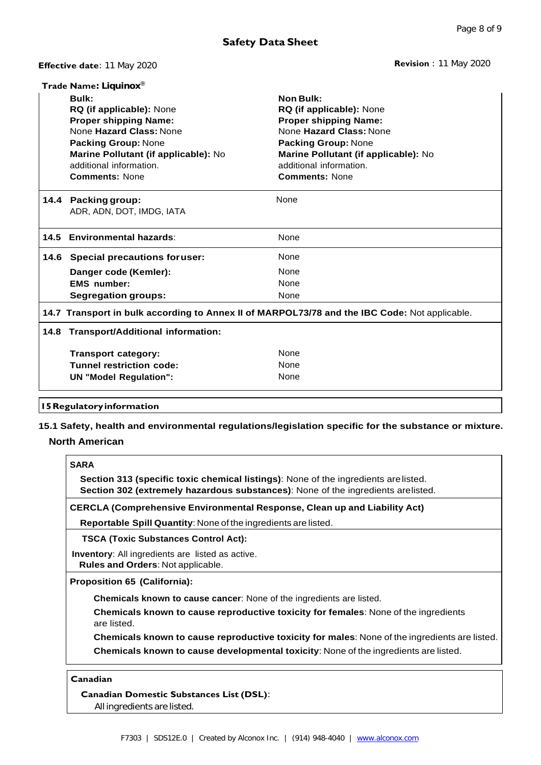**Effective date**: 11 May 2020 **Revision** : 11 May 2020

**Trade Name: Liquinox®**

| | |
|---|---|
| **Bulk:**<br>**RQ (if applicable):** None<br>**Proper shipping Name:**<br>None **Hazard Class:** None<br>**Packing Group:** None<br>**Marine Pollutant (if applicable):** No<br>additional information.<br>**Comments:** None | **Non Bulk:**<br>**RQ (if applicable):** None<br>**Proper shipping Name:**<br>None **Hazard Class:** None<br>**Packing Group:** None<br>**Marine Pollutant (if applicable):** No<br>additional information.<br>**Comments:** None |
| **14.4 Packing group:**<br>ADR, ADN, DOT, IMDG, IATA | None |
| **14.5 Environmental hazards**: | None |
| **14.6 Special precautions for user:** | None |
| **Danger code (Kemler):** | None |
| **EMS number:** | None |
| **Segregation groups:** | None |

**14.7 Transport in bulk according to Annex II of MARPOL73/78 and the IBC Code:** Not applicable.

**14.8 Transport/Additional information:**

| | |
|---|---|
| **Transport category:** | None |
| **Tunnel restriction code:** | None |
| **UN "Model Regulation":** | None |

## 15 Regulatory information

### 15.1 Safety, health and environmental regulations/legislation specific for the substance or mixture.

#### North American

**SARA**

**Section 313 (specific toxic chemical listings)**: None of the ingredients are listed.
**Section 302 (extremely hazardous substances)**: None of the ingredients are listed.

**CERCLA (Comprehensive Environmental Response, Clean up and Liability Act)**

**Reportable Spill Quantity**: None of the ingredients are listed.

**TSCA (Toxic Substances Control Act):**

**Inventory**: All ingredients are listed as active.
**Rules and Orders**: Not applicable.

**Proposition 65 (California):**

**Chemicals known to cause cancer**: None of the ingredients are listed.

**Chemicals known to cause reproductive toxicity for females**: None of the ingredients are listed.

**Chemicals known to cause reproductive toxicity for males**: None of the ingredients are listed.

**Chemicals known to cause developmental toxicity**: None of the ingredients are listed.

**Canadian**

**Canadian Domestic Substances List (DSL)**:
All ingredients are listed.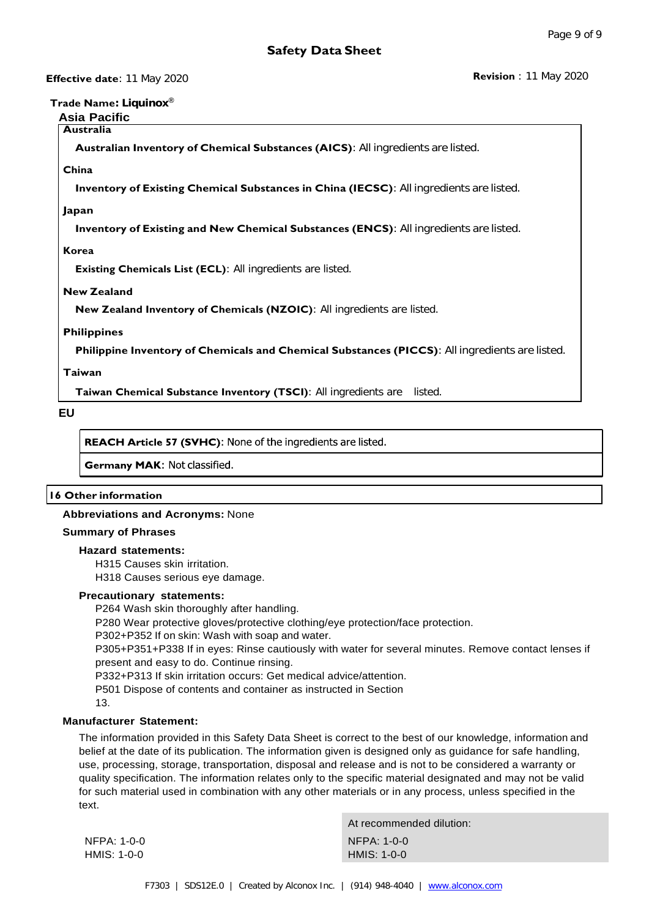**Effective date**: 11 May 2020 **Revision** : 11 May 2020

**Trade Name: Liquinox®**

**Asia Pacific**

**Australia**

**Australian Inventory of Chemical Substances (AICS)**: All ingredients are listed.

**China**

**Inventory of Existing Chemical Substances in China (IECSC)**: All ingredients are listed.

**Japan**

**Inventory of Existing and New Chemical Substances (ENCS)**: All ingredients are listed.

**Korea**

**Existing Chemicals List (ECL)**: All ingredients are listed.

**New Zealand**

**New Zealand Inventory of Chemicals (NZOIC)**: All ingredients are listed.

**Philippines**

**Philippine Inventory of Chemicals and Chemical Substances (PICCS)**: All ingredients are listed.

**Taiwan**

**Taiwan Chemical Substance Inventory (TSCI)**: All ingredients are listed.

**EU**

**REACH Article 57 (SVHC)**: None of the ingredients are listed.

**Germany MAK**: Not classified.

## 16 Other information

**Abbreviations and Acronyms:** None

**Summary of Phrases**

**Hazard statements:**

H315 Causes skin irritation.
H318 Causes serious eye damage.

**Precautionary statements:**

P264 Wash skin thoroughly after handling.
P280 Wear protective gloves/protective clothing/eye protection/face protection.
P302+P352 If on skin: Wash with soap and water.
P305+P351+P338 If in eyes: Rinse cautiously with water for several minutes. Remove contact lenses if present and easy to do. Continue rinsing.
P332+P313 If skin irritation occurs: Get medical advice/attention.
P501 Dispose of contents and container as instructed in Section 13.

**Manufacturer Statement:**

The information provided in this Safety Data Sheet is correct to the best of our knowledge, information and belief at the date of its publication. The information given is designed only as guidance for safe handling, use, processing, storage, transportation, disposal and release and is not to be considered a warranty or quality specification. The information relates only to the specific material designated and may not be valid for such material used in combination with any other materials or in any process, unless specified in the text.

| | At recommended dilution: |
|---|---|
| NFPA: 1-0-0 | NFPA: 1-0-0 |
| HMIS: 1-0-0 | HMIS: 1-0-0 |

F7303 | SDS12E.0 | Created by Alconox Inc. | (914) 948-4040 | www.alconox.com